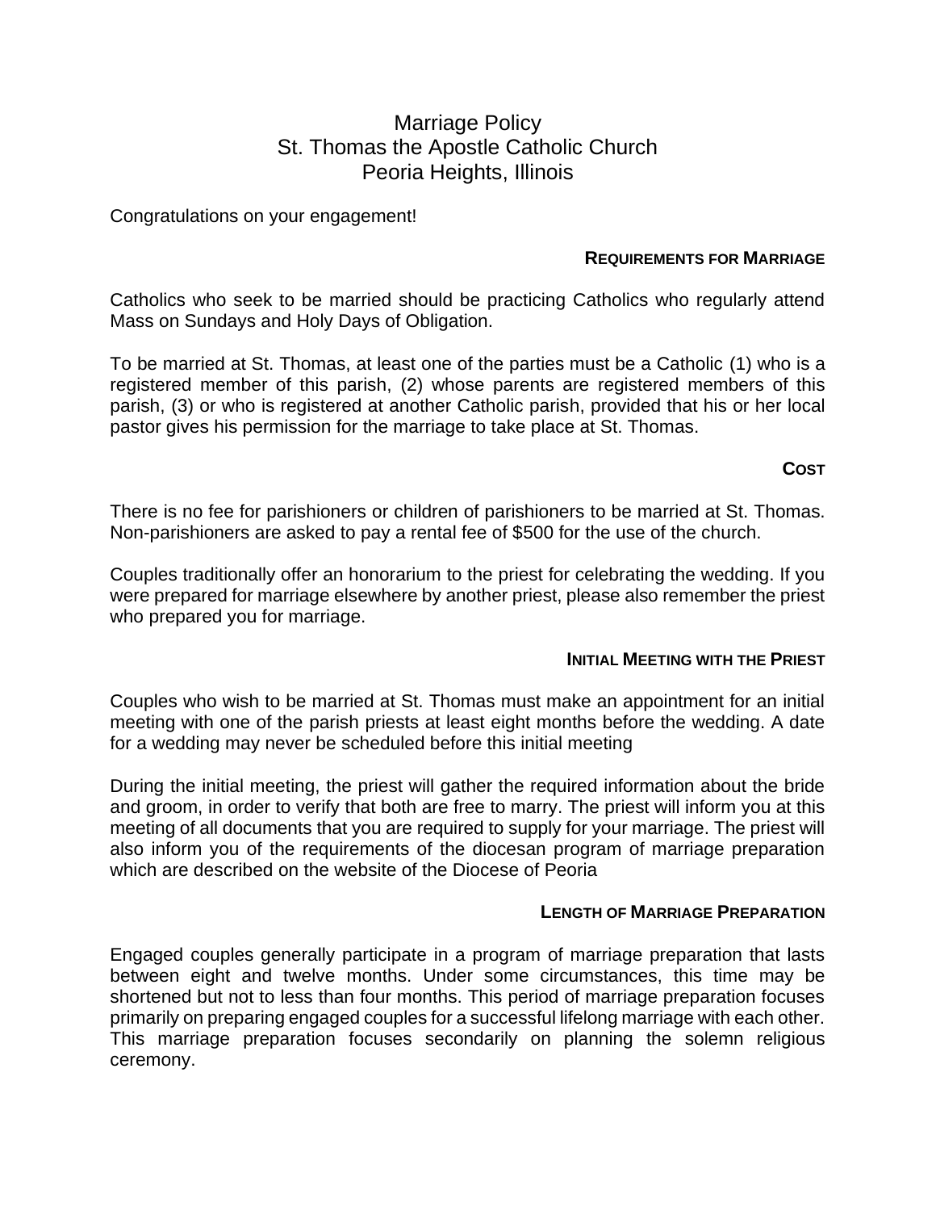# Marriage Policy
# St. Thomas the Apostle Catholic Church
# Peoria Heights, Illinois

Congratulations on your engagement!

## REQUIREMENTS FOR MARRIAGE

Catholics who seek to be married should be practicing Catholics who regularly attend Mass on Sundays and Holy Days of Obligation.

To be married at St. Thomas, at least one of the parties must be a Catholic (1) who is a registered member of this parish, (2) whose parents are registered members of this parish, (3) or who is registered at another Catholic parish, provided that his or her local pastor gives his permission for the marriage to take place at St. Thomas.

## COST

There is no fee for parishioners or children of parishioners to be married at St. Thomas. Non-parishioners are asked to pay a rental fee of $500 for the use of the church.

Couples traditionally offer an honorarium to the priest for celebrating the wedding. If you were prepared for marriage elsewhere by another priest, please also remember the priest who prepared you for marriage.

## INITIAL MEETING WITH THE PRIEST

Couples who wish to be married at St. Thomas must make an appointment for an initial meeting with one of the parish priests at least eight months before the wedding. A date for a wedding may never be scheduled before this initial meeting

During the initial meeting, the priest will gather the required information about the bride and groom, in order to verify that both are free to marry. The priest will inform you at this meeting of all documents that you are required to supply for your marriage. The priest will also inform you of the requirements of the diocesan program of marriage preparation which are described on the website of the Diocese of Peoria

## LENGTH OF MARRIAGE PREPARATION

Engaged couples generally participate in a program of marriage preparation that lasts between eight and twelve months. Under some circumstances, this time may be shortened but not to less than four months. This period of marriage preparation focuses primarily on preparing engaged couples for a successful lifelong marriage with each other. This marriage preparation focuses secondarily on planning the solemn religious ceremony.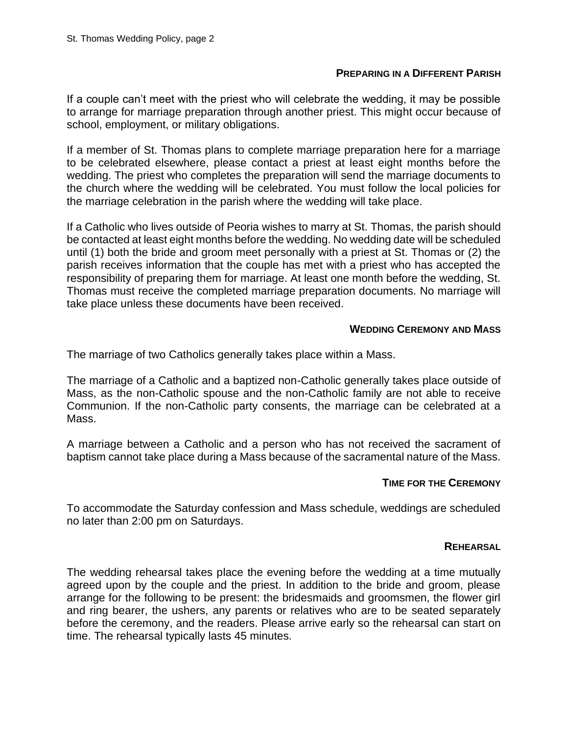## Preparing in a Different Parish

If a couple can't meet with the priest who will celebrate the wedding, it may be possible to arrange for marriage preparation through another priest. This might occur because of school, employment, or military obligations.

If a member of St. Thomas plans to complete marriage preparation here for a marriage to be celebrated elsewhere, please contact a priest at least eight months before the wedding. The priest who completes the preparation will send the marriage documents to the church where the wedding will be celebrated. You must follow the local policies for the marriage celebration in the parish where the wedding will take place.

If a Catholic who lives outside of Peoria wishes to marry at St. Thomas, the parish should be contacted at least eight months before the wedding. No wedding date will be scheduled until (1) both the bride and groom meet personally with a priest at St. Thomas or (2) the parish receives information that the couple has met with a priest who has accepted the responsibility of preparing them for marriage. At least one month before the wedding, St. Thomas must receive the completed marriage preparation documents. No marriage will take place unless these documents have been received.

## Wedding Ceremony and Mass

The marriage of two Catholics generally takes place within a Mass.

The marriage of a Catholic and a baptized non-Catholic generally takes place outside of Mass, as the non-Catholic spouse and the non-Catholic family are not able to receive Communion. If the non-Catholic party consents, the marriage can be celebrated at a Mass.

A marriage between a Catholic and a person who has not received the sacrament of baptism cannot take place during a Mass because of the sacramental nature of the Mass.

## Time for the Ceremony

To accommodate the Saturday confession and Mass schedule, weddings are scheduled no later than 2:00 pm on Saturdays.

## Rehearsal

The wedding rehearsal takes place the evening before the wedding at a time mutually agreed upon by the couple and the priest. In addition to the bride and groom, please arrange for the following to be present: the bridesmaids and groomsmen, the flower girl and ring bearer, the ushers, any parents or relatives who are to be seated separately before the ceremony, and the readers. Please arrive early so the rehearsal can start on time. The rehearsal typically lasts 45 minutes.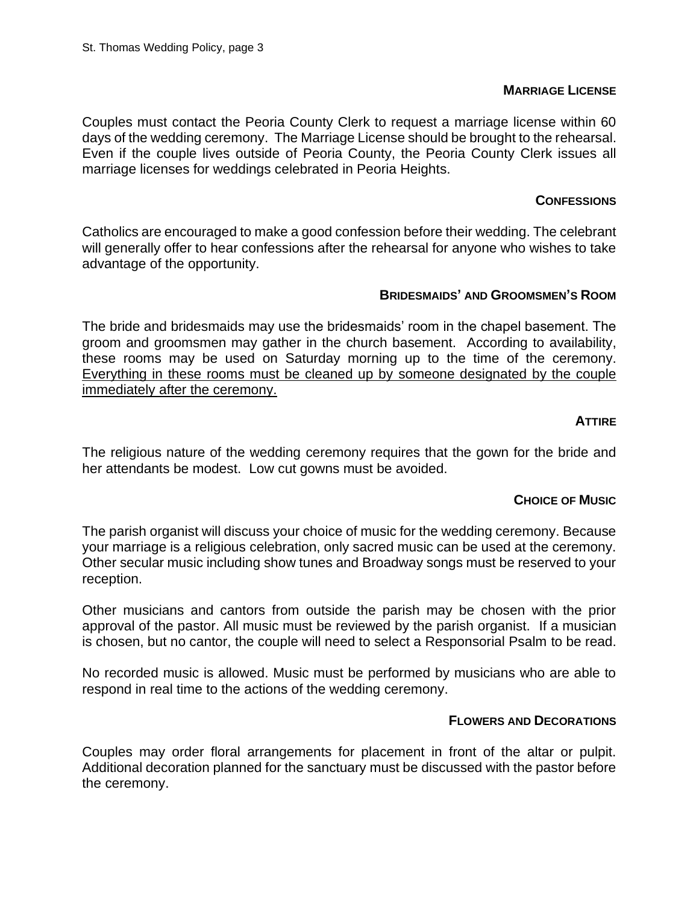## Marriage License

Couples must contact the Peoria County Clerk to request a marriage license within 60 days of the wedding ceremony. The Marriage License should be brought to the rehearsal. Even if the couple lives outside of Peoria County, the Peoria County Clerk issues all marriage licenses for weddings celebrated in Peoria Heights.

## Confessions

Catholics are encouraged to make a good confession before their wedding. The celebrant will generally offer to hear confessions after the rehearsal for anyone who wishes to take advantage of the opportunity.

## Bridesmaids' and Groomsmen's Room

The bride and bridesmaids may use the bridesmaids' room in the chapel basement. The groom and groomsmen may gather in the church basement. According to availability, these rooms may be used on Saturday morning up to the time of the ceremony. <u>Everything in these rooms must be cleaned up by someone designated by the couple immediately after the ceremony.</u>

## Attire

The religious nature of the wedding ceremony requires that the gown for the bride and her attendants be modest. Low cut gowns must be avoided.

## Choice of Music

The parish organist will discuss your choice of music for the wedding ceremony. Because your marriage is a religious celebration, only sacred music can be used at the ceremony. Other secular music including show tunes and Broadway songs must be reserved to your reception.

Other musicians and cantors from outside the parish may be chosen with the prior approval of the pastor. All music must be reviewed by the parish organist. If a musician is chosen, but no cantor, the couple will need to select a Responsorial Psalm to be read.

No recorded music is allowed. Music must be performed by musicians who are able to respond in real time to the actions of the wedding ceremony.

## Flowers and Decorations

Couples may order floral arrangements for placement in front of the altar or pulpit. Additional decoration planned for the sanctuary must be discussed with the pastor before the ceremony.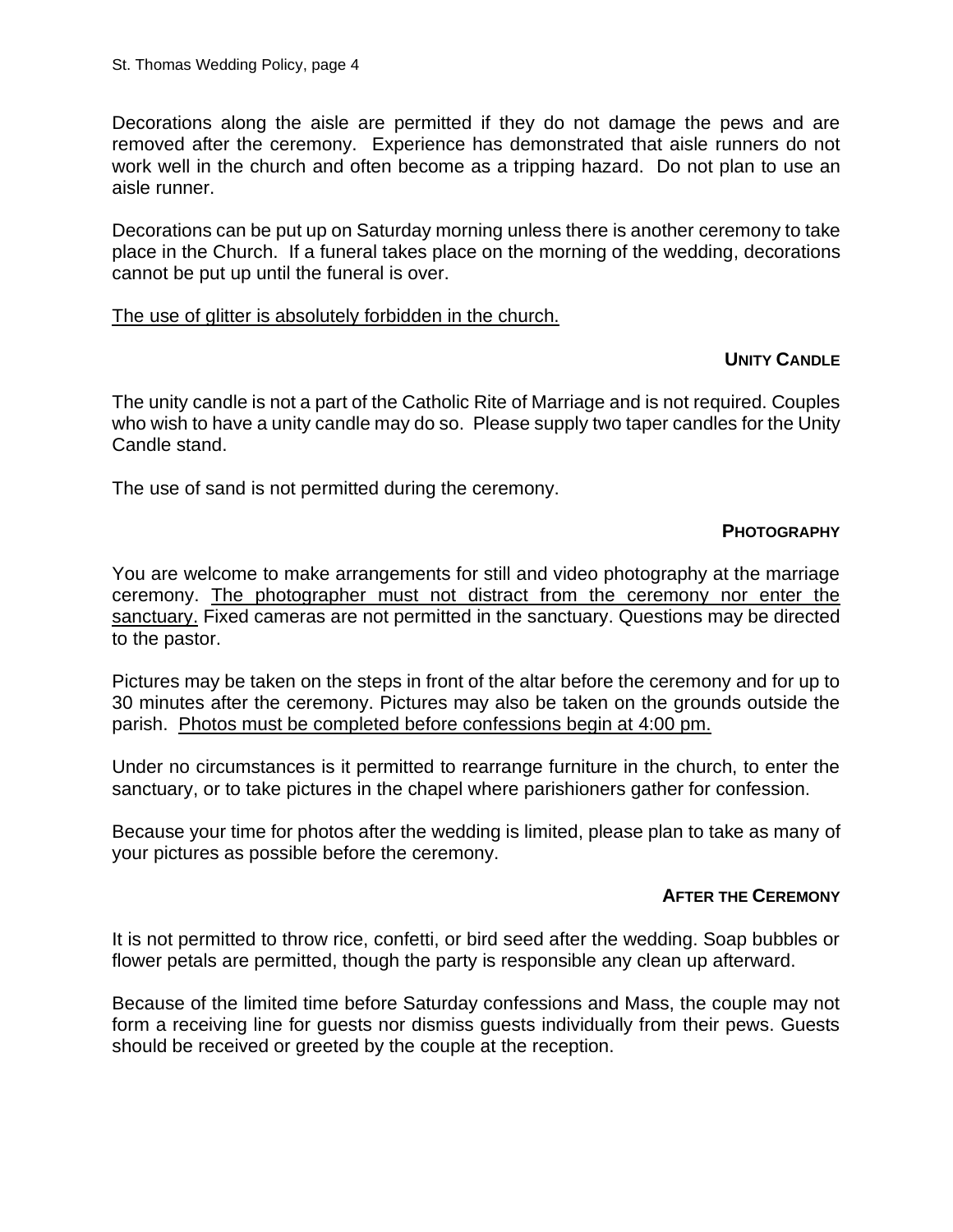Decorations along the aisle are permitted if they do not damage the pews and are removed after the ceremony. Experience has demonstrated that aisle runners do not work well in the church and often become as a tripping hazard. Do not plan to use an aisle runner.

Decorations can be put up on Saturday morning unless there is another ceremony to take place in the Church. If a funeral takes place on the morning of the wedding, decorations cannot be put up until the funeral is over.

<u>The use of glitter is absolutely forbidden in the church.</u>

### UNITY CANDLE

The unity candle is not a part of the Catholic Rite of Marriage and is not required. Couples who wish to have a unity candle may do so. Please supply two taper candles for the Unity Candle stand.

The use of sand is not permitted during the ceremony.

### PHOTOGRAPHY

You are welcome to make arrangements for still and video photography at the marriage ceremony. <u>The photographer must not distract from the ceremony nor enter the sanctuary.</u> Fixed cameras are not permitted in the sanctuary. Questions may be directed to the pastor.

Pictures may be taken on the steps in front of the altar before the ceremony and for up to 30 minutes after the ceremony. Pictures may also be taken on the grounds outside the parish. <u>Photos must be completed before confessions begin at 4:00 pm.</u>

Under no circumstances is it permitted to rearrange furniture in the church, to enter the sanctuary, or to take pictures in the chapel where parishioners gather for confession.

Because your time for photos after the wedding is limited, please plan to take as many of your pictures as possible before the ceremony.

### AFTER THE CEREMONY

It is not permitted to throw rice, confetti, or bird seed after the wedding. Soap bubbles or flower petals are permitted, though the party is responsible any clean up afterward.

Because of the limited time before Saturday confessions and Mass, the couple may not form a receiving line for guests nor dismiss guests individually from their pews. Guests should be received or greeted by the couple at the reception.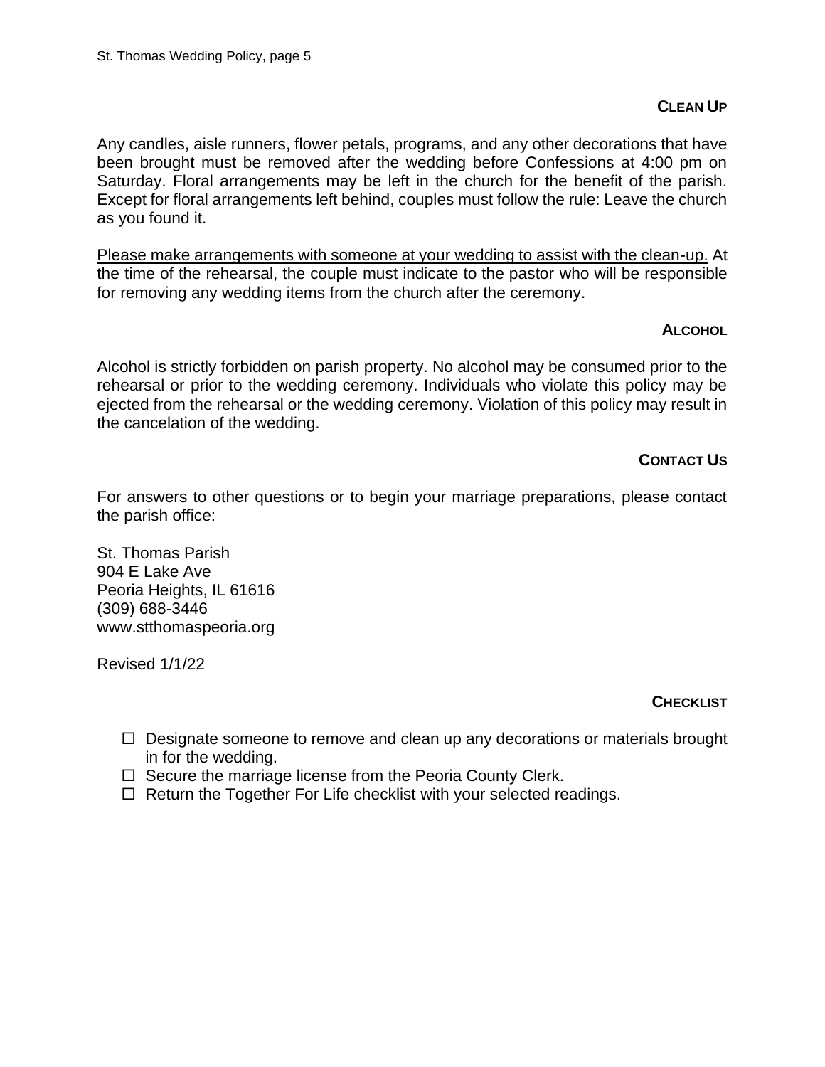## Clean Up

Any candles, aisle runners, flower petals, programs, and any other decorations that have been brought must be removed after the wedding before Confessions at 4:00 pm on Saturday. Floral arrangements may be left in the church for the benefit of the parish. Except for floral arrangements left behind, couples must follow the rule: Leave the church as you found it.

<u>Please make arrangements with someone at your wedding to assist with the clean-up.</u> At the time of the rehearsal, the couple must indicate to the pastor who will be responsible for removing any wedding items from the church after the ceremony.

## Alcohol

Alcohol is strictly forbidden on parish property. No alcohol may be consumed prior to the rehearsal or prior to the wedding ceremony. Individuals who violate this policy may be ejected from the rehearsal or the wedding ceremony. Violation of this policy may result in the cancelation of the wedding.

## Contact Us

For answers to other questions or to begin your marriage preparations, please contact the parish office:

St. Thomas Parish
904 E Lake Ave
Peoria Heights, IL 61616
(309) 688-3446
www.stthomaspeoria.org

Revised 1/1/22

## Checklist

- ☐ Designate someone to remove and clean up any decorations or materials brought in for the wedding.
- ☐ Secure the marriage license from the Peoria County Clerk.
- ☐ Return the Together For Life checklist with your selected readings.